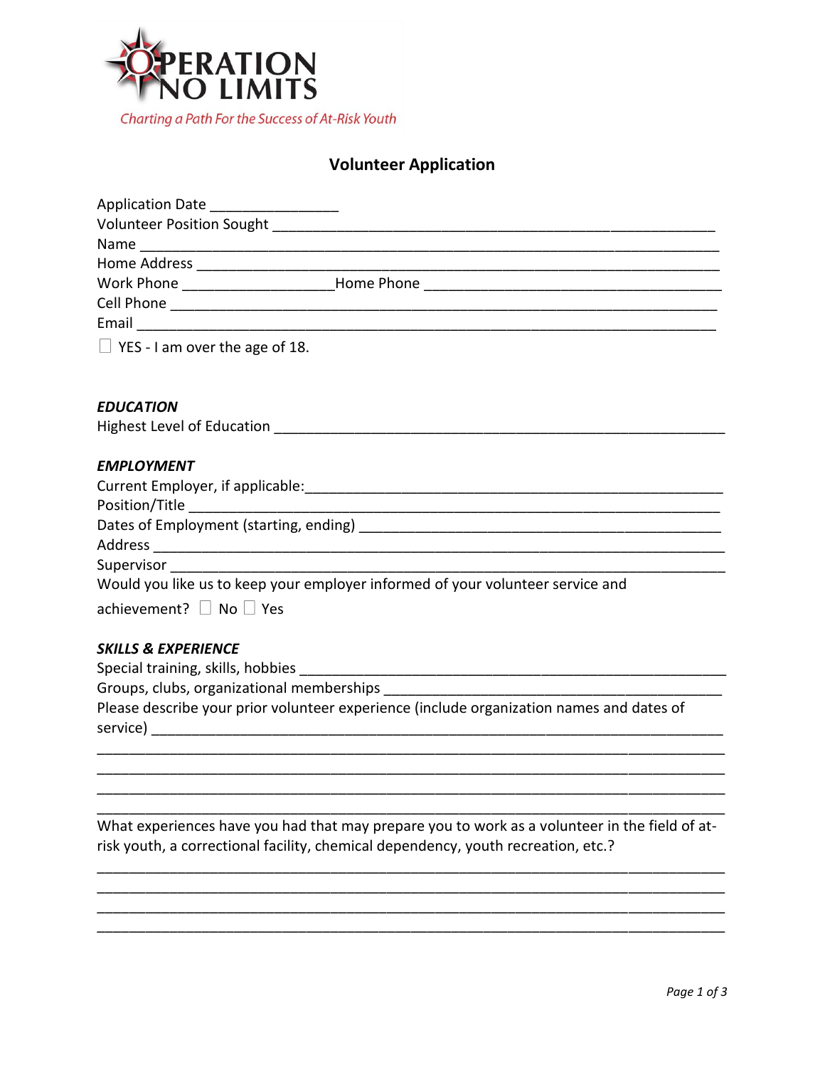OPERATION NO LIMITS

Charting a Path For the Success of At-Risk Youth

# Volunteer Application

Application Date ________________
Volunteer Position Sought ________________________________________________
Name ____________________________________________________________
Home Address ______________________________________________________
Work Phone ___________________ Home Phone _________________________________
Cell Phone ________________________________________________________
Email ___________________________________________________________

☐ YES - I am over the age of 18.

### *EDUCATION*

Highest Level of Education _____________________________________________

### *EMPLOYMENT*

Current Employer, if applicable: _________________________________________
Position/Title _____________________________________________________
Dates of Employment (starting, ending) ____________________________________
Address __________________________________________________________
Supervisor ________________________________________________________
Would you like us to keep your employer informed of your volunteer service and achievement? ☐ No ☐ Yes

### *SKILLS & EXPERIENCE*

Special training, skills, hobbies _________________________________________
Groups, clubs, organizational memberships __________________________________
Please describe your prior volunteer experience (include organization names and dates of service) ________________________________________________________
_____________________________________________________________________
_____________________________________________________________________
_____________________________________________________________________
_____________________________________________________________________

What experiences have you had that may prepare you to work as a volunteer in the field of at-risk youth, a correctional facility, chemical dependency, youth recreation, etc.?
_____________________________________________________________________
_____________________________________________________________________
_____________________________________________________________________
_____________________________________________________________________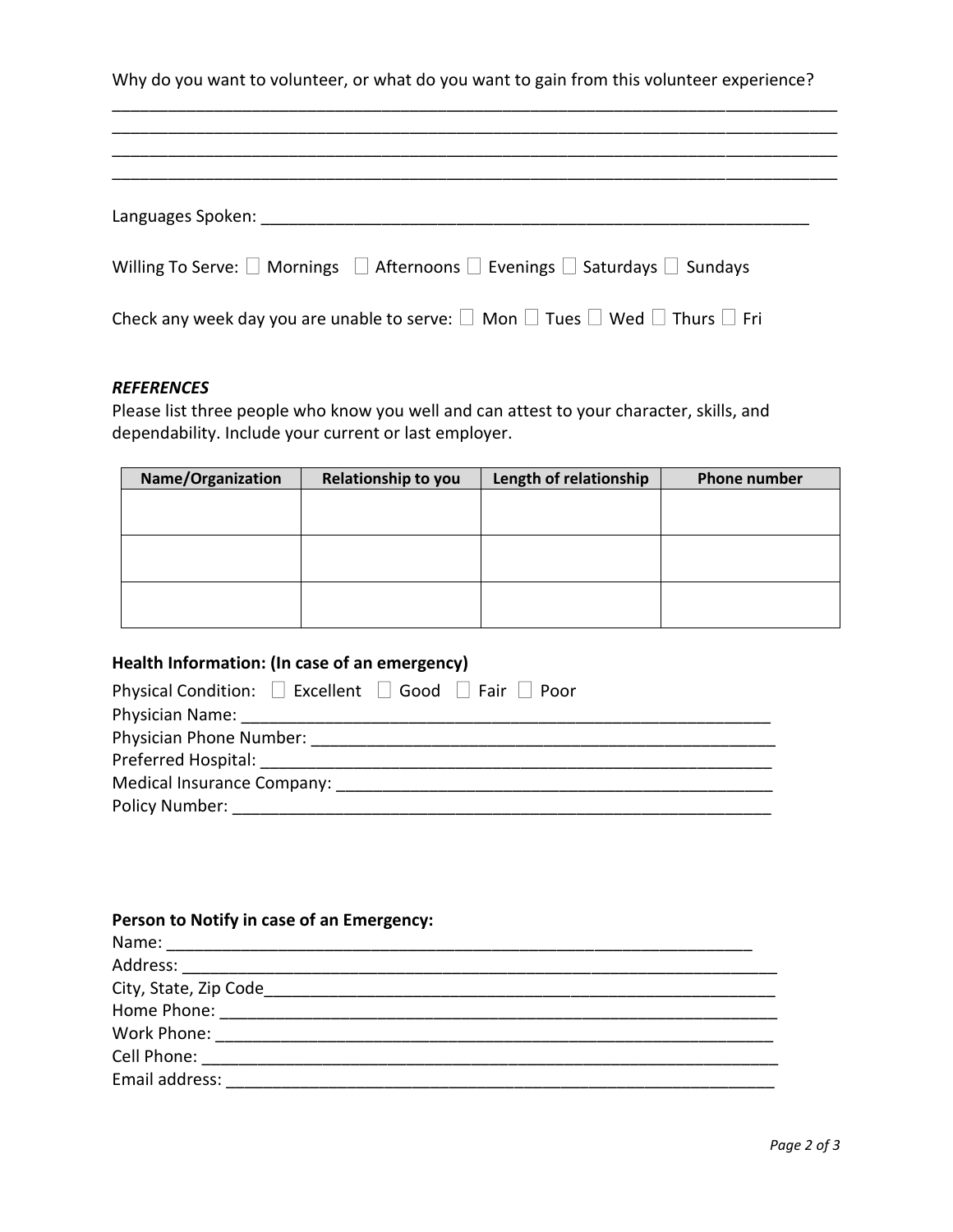Why do you want to volunteer, or what do you want to gain from this volunteer experience?

______________________________________________________________________________
______________________________________________________________________________
______________________________________________________________________________
______________________________________________________________________________

Languages Spoken: ____________________________________________________________

Willing To Serve: ☐ Mornings ☐ Afternoons ☐ Evenings ☐ Saturdays ☐ Sundays

Check any week day you are unable to serve: ☐ Mon ☐ Tues ☐ Wed ☐ Thurs ☐ Fri

***REFERENCES***

Please list three people who know you well and can attest to your character, skills, and dependability. Include your current or last employer.

| Name/Organization | Relationship to you | Length of relationship | Phone number |
|---|---|---|---|
| | | | |
| | | | |
| | | | |

**Health Information: (In case of an emergency)**

Physical Condition: ☐ Excellent ☐ Good ☐ Fair ☐ Poor
Physician Name: ____________________________________________________
Physician Phone Number: ______________________________________________
Preferred Hospital: __________________________________________________
Medical Insurance Company: ___________________________________________
Policy Number: _____________________________________________________

**Person to Notify in case of an Emergency:**

Name: _____________________________________________________________
Address: ____________________________________________________________
City, State, Zip Code___________________________________________________
Home Phone: _________________________________________________________
Work Phone: _________________________________________________________
Cell Phone: __________________________________________________________
Email address: _______________________________________________________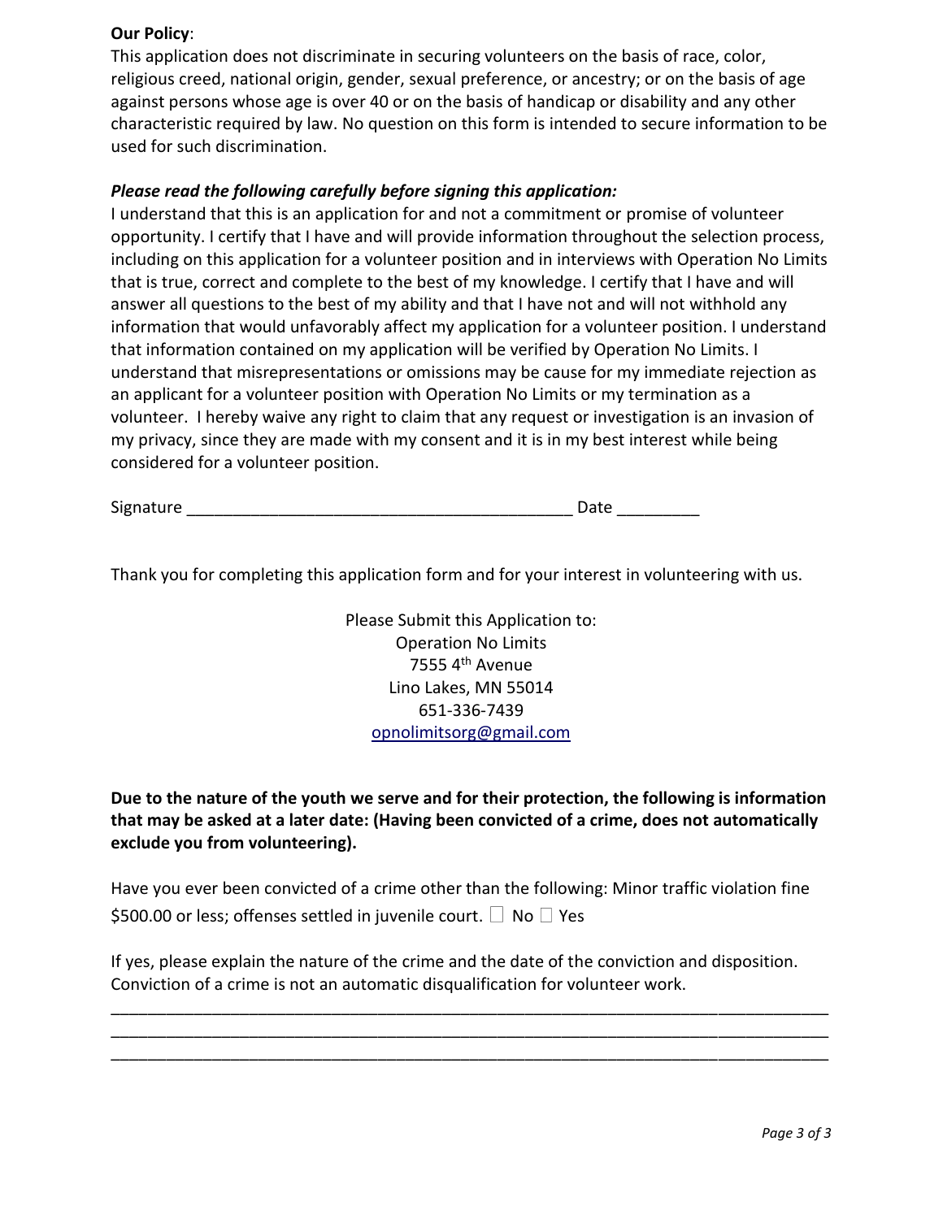**Our Policy**:
This application does not discriminate in securing volunteers on the basis of race, color, religious creed, national origin, gender, sexual preference, or ancestry; or on the basis of age against persons whose age is over 40 or on the basis of handicap or disability and any other characteristic required by law. No question on this form is intended to secure information to be used for such discrimination.

***Please read the following carefully before signing this application:***
I understand that this is an application for and not a commitment or promise of volunteer opportunity. I certify that I have and will provide information throughout the selection process, including on this application for a volunteer position and in interviews with Operation No Limits that is true, correct and complete to the best of my knowledge. I certify that I have and will answer all questions to the best of my ability and that I have not and will not withhold any information that would unfavorably affect my application for a volunteer position. I understand that information contained on my application will be verified by Operation No Limits. I understand that misrepresentations or omissions may be cause for my immediate rejection as an applicant for a volunteer position with Operation No Limits or my termination as a volunteer. I hereby waive any right to claim that any request or investigation is an invasion of my privacy, since they are made with my consent and it is in my best interest while being considered for a volunteer position.

Signature ___________________________________________ Date _________

Thank you for completing this application form and for your interest in volunteering with us.

Please Submit this Application to:
Operation No Limits
7555 4th Avenue
Lino Lakes, MN 55014
651-336-7439
opnolimitsorg@gmail.com

**Due to the nature of the youth we serve and for their protection, the following is information that may be asked at a later date: (Having been convicted of a crime, does not automatically exclude you from volunteering).**

Have you ever been convicted of a crime other than the following: Minor traffic violation fine $500.00 or less; offenses settled in juvenile court. ☐ No ☐ Yes

If yes, please explain the nature of the crime and the date of the conviction and disposition. Conviction of a crime is not an automatic disqualification for volunteer work.

________________________________________________________________________________
________________________________________________________________________________
________________________________________________________________________________